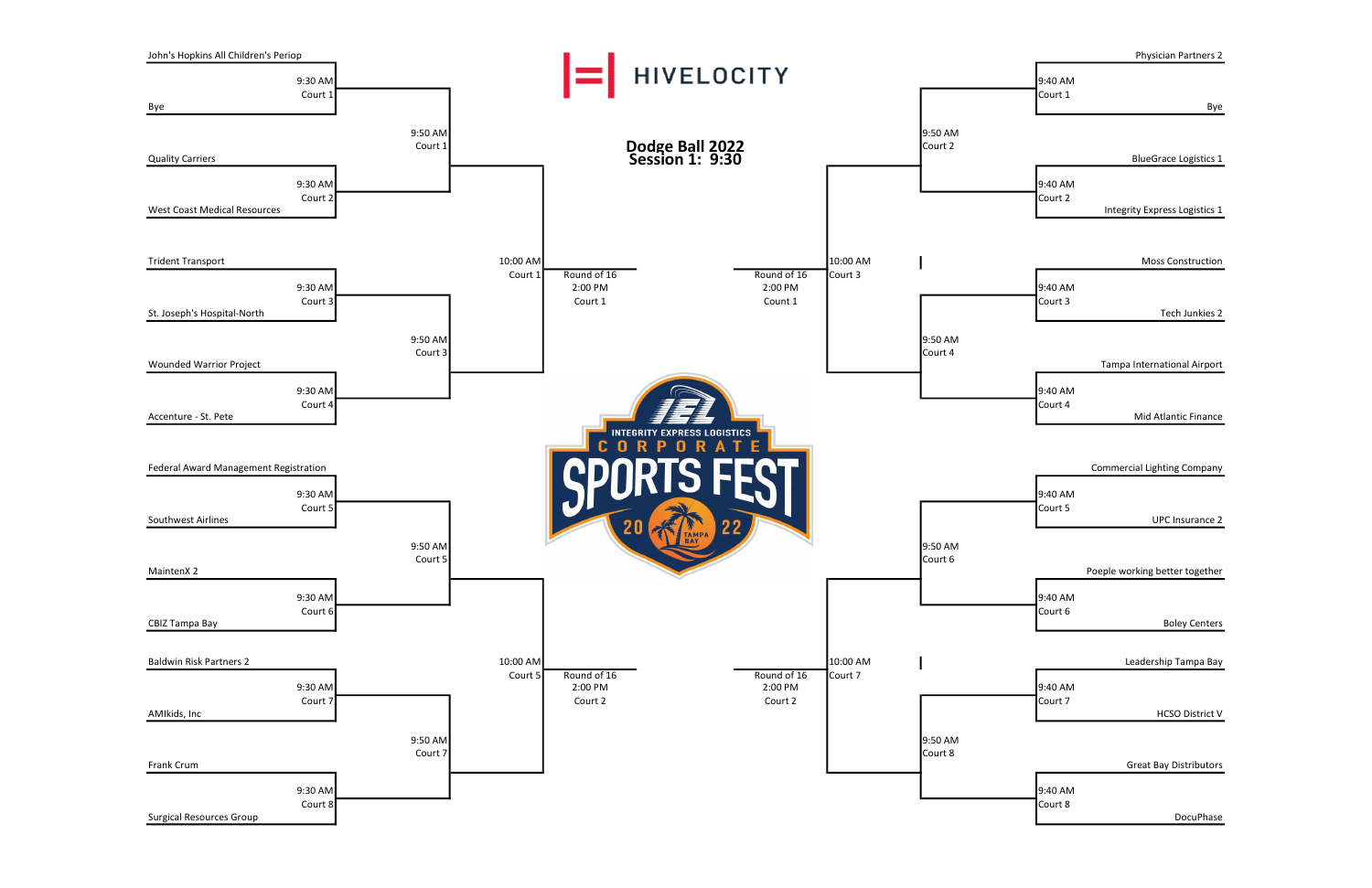# HIVELOCITY

## Dodge Ball 2022
## Session 1: 9:30

INTEGRITY EXPRESS LOGISTICS CORPORATE SPORTS FEST 2022 TAMPA BAY

### Left Bracket

| Team A | Team B | Time | Court |
|---|---|---|---|
| John's Hopkins All Children's Periop | Bye | 9:30 AM | Court 1 |
| Quality Carriers | West Coast Medical Resources | 9:30 AM | Court 2 |
| Trident Transport | St. Joseph's Hospital-North | 9:30 AM | Court 3 |
| Wounded Warrior Project | Accenture - St. Pete | 9:30 AM | Court 4 |
| Federal Award Management Registration | Southwest Airlines | 9:30 AM | Court 5 |
| MaintenX 2 | CBIZ Tampa Bay | 9:30 AM | Court 6 |
| Baldwin Risk Partners 2 | AMIkids, Inc | 9:30 AM | Court 7 |
| Frank Crum | Surgical Resources Group | 9:30 AM | Court 8 |

Second round:
- 9:50 AM Court 1
- 9:50 AM Court 3
- 9:50 AM Court 5
- 9:50 AM Court 7

Third round:
- 10:00 AM Court 1 → Round of 16, 2:00 PM, Court 1
- 10:00 AM Court 5 → Round of 16, 2:00 PM, Court 2

### Right Bracket

| Team A | Team B | Time | Court |
|---|---|---|---|
| Physician Partners 2 | Bye | 9:40 AM | Court 1 |
| BlueGrace Logistics 1 | Integrity Express Logistics 1 | 9:40 AM | Court 2 |
| Moss Construction | Tech Junkies 2 | 9:40 AM | Court 3 |
| Tampa International Airport | Mid Atlantic Finance | 9:40 AM | Court 4 |
| Commercial Lighting Company | UPC Insurance 2 | 9:40 AM | Court 5 |
| Poeple working better together | Boley Centers | 9:40 AM | Court 6 |
| Leadership Tampa Bay | HCSO District V | 9:40 AM | Court 7 |
| Great Bay Distributors | DocuPhase | 9:40 AM | Court 8 |

Second round:
- 9:50 AM Court 2
- 9:50 AM Court 4
- 9:50 AM Court 6
- 9:50 AM Court 8

Third round:
- 10:00 AM Court 3 → Round of 16, 2:00 PM, Court 1
- 10:00 AM Court 7 → Round of 16, 2:00 PM, Court 2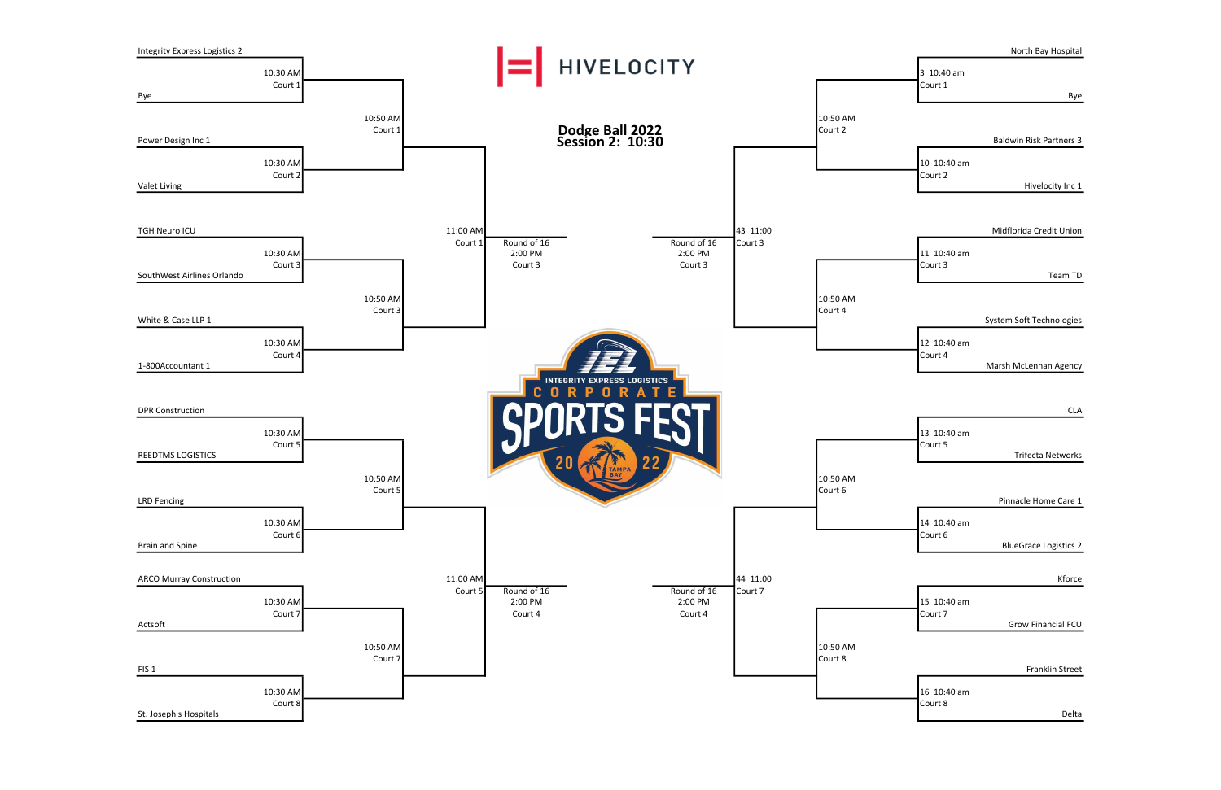# Dodge Ball 2022

## Session 2: 10:30

HIVELOCITY

INTEGRITY EXPRESS LOGISTICS CORPORATE SPORTS FEST 2022 TAMPA BAY

### Left Bracket

**First Round**

| Match | Team 1 | Team 2 | Time | Court |
|---|---|---|---|---|
| | Integrity Express Logistics 2 | Bye | 10:30 AM | Court 1 |
| | Power Design Inc 1 | Valet Living | 10:30 AM | Court 2 |
| | TGH Neuro ICU | SouthWest Airlines Orlando | 10:30 AM | Court 3 |
| | White & Case LLP 1 | 1-800Accountant 1 | 10:30 AM | Court 4 |
| | DPR Construction | REEDTMS LOGISTICS | 10:30 AM | Court 5 |
| | LRD Fencing | Brain and Spine | 10:30 AM | Court 6 |
| | ARCO Murray Construction | Actsoft | 10:30 AM | Court 7 |
| | FIS 1 | St. Joseph's Hospitals | 10:30 AM | Court 8 |

**Second Round**

- 10:50 AM, Court 1
- 10:50 AM, Court 3
- 10:50 AM, Court 5
- 10:50 AM, Court 7

**Third Round**

- 11:00 AM, Court 1 → Round of 16, 2:00 PM, Court 3
- 11:00 AM, Court 5 → Round of 16, 2:00 PM, Court 4

### Right Bracket

**First Round**

| Match | Team 1 | Team 2 | Time | Court |
|---|---|---|---|---|
| 3 | North Bay Hospital | Bye | 10:40 am | Court 1 |
| 10 | Baldwin Risk Partners 3 | Hivelocity Inc 1 | 10:40 am | Court 2 |
| 11 | Midflorida Credit Union | Team TD | 10:40 am | Court 3 |
| 12 | System Soft Technologies | Marsh McLennan Agency | 10:40 am | Court 4 |
| 13 | CLA | Trifecta Networks | 10:40 am | Court 5 |
| 14 | Pinnacle Home Care 1 | BlueGrace Logistics 2 | 10:40 am | Court 6 |
| 15 | Kforce | Grow Financial FCU | 10:40 am | Court 7 |
| 16 | Franklin Street | Delta | 10:40 am | Court 8 |

**Second Round**

- 10:50 AM, Court 2
- 10:50 AM, Court 4
- 10:50 AM, Court 6
- 10:50 AM, Court 8

**Third Round**

- 43 11:00, Court 3 → Round of 16, 2:00 PM, Court 3
- 44 11:00, Court 7 → Round of 16, 2:00 PM, Court 4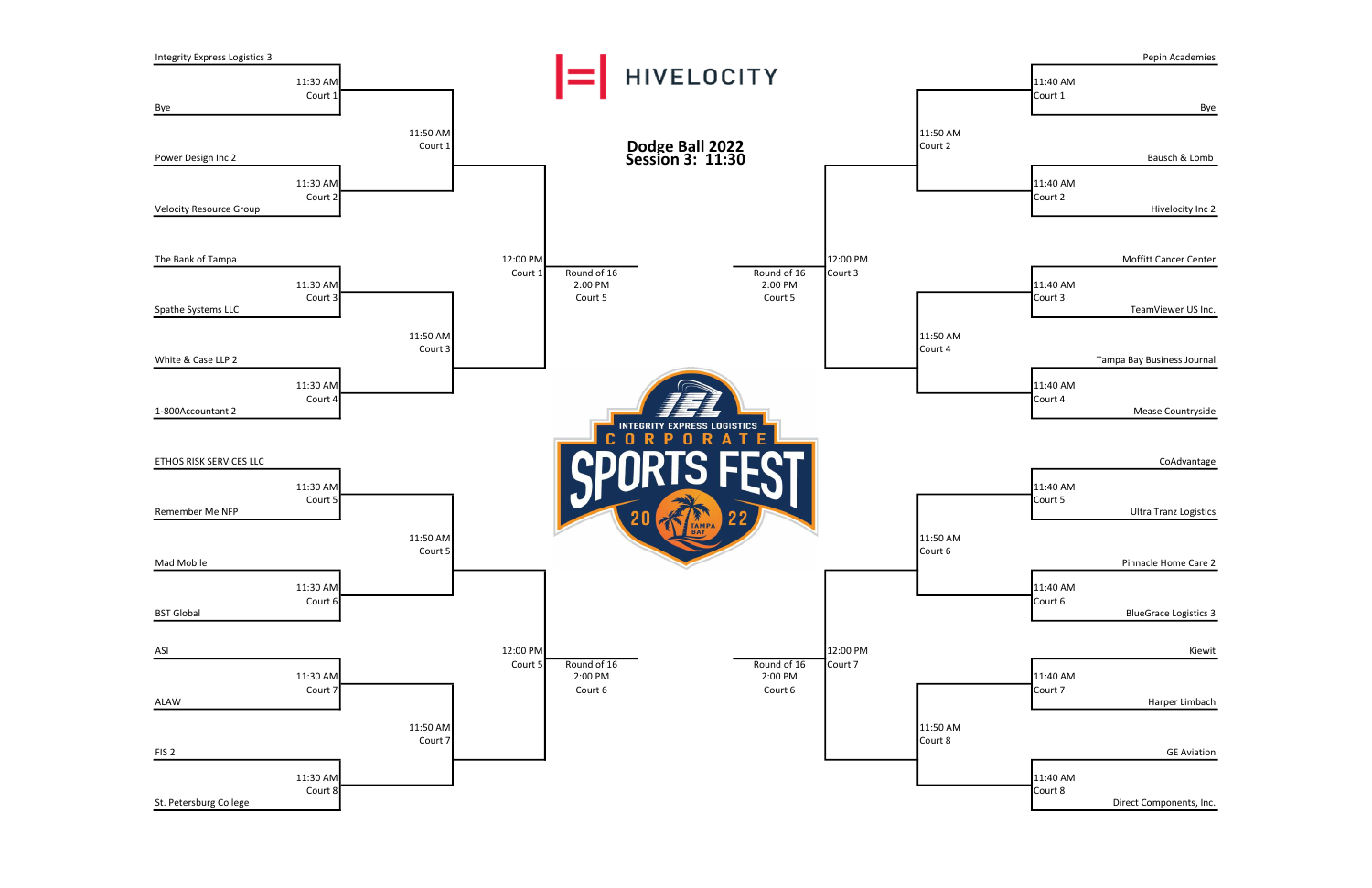# Dodge Ball 2022
## Session 3: 11:30

HIVELOCITY

INTEGRITY EXPRESS LOGISTICS CORPORATE SPORTS FEST 2022 TAMPA BAY

### Left Bracket

**First Round**

| Team 1 | Team 2 | Time | Court |
|---|---|---|---|
| Integrity Express Logistics 3 | Bye | 11:30 AM | Court 1 |
| Power Design Inc 2 | Velocity Resource Group | 11:30 AM | Court 2 |
| The Bank of Tampa | Spathe Systems LLC | 11:30 AM | Court 3 |
| White & Case LLP 2 | 1-800Accountant 2 | 11:30 AM | Court 4 |
| ETHOS RISK SERVICES LLC | Remember Me NFP | 11:30 AM | Court 5 |
| Mad Mobile | BST Global | 11:30 AM | Court 6 |
| ASI | ALAW | 11:30 AM | Court 7 |
| FIS 2 | St. Petersburg College | 11:30 AM | Court 8 |

**Second Round**

- 11:50 AM, Court 1 (Court 1 winner vs. Court 2 winner)
- 11:50 AM, Court 3 (Court 3 winner vs. Court 4 winner)
- 11:50 AM, Court 5 (Court 5 winner vs. Court 6 winner)
- 11:50 AM, Court 7 (Court 7 winner vs. Court 8 winner)

**Third Round**

- 12:00 PM, Court 1 → Round of 16, 2:00 PM, Court 5
- 12:00 PM, Court 5 → Round of 16, 2:00 PM, Court 6

### Right Bracket

**First Round**

| Team 1 | Team 2 | Time | Court |
|---|---|---|---|
| Pepin Academies | Bye | 11:40 AM | Court 1 |
| Bausch & Lomb | Hivelocity Inc 2 | 11:40 AM | Court 2 |
| Moffitt Cancer Center | TeamViewer US Inc. | 11:40 AM | Court 3 |
| Tampa Bay Business Journal | Mease Countryside | 11:40 AM | Court 4 |
| CoAdvantage | Ultra Tranz Logistics | 11:40 AM | Court 5 |
| Pinnacle Home Care 2 | BlueGrace Logistics 3 | 11:40 AM | Court 6 |
| Kiewit | Harper Limbach | 11:40 AM | Court 7 |
| GE Aviation | Direct Components, Inc. | 11:40 AM | Court 8 |

**Second Round**

- 11:50 AM, Court 2 (Court 1 winner vs. Court 2 winner)
- 11:50 AM, Court 4 (Court 3 winner vs. Court 4 winner)
- 11:50 AM, Court 6 (Court 5 winner vs. Court 6 winner)
- 11:50 AM, Court 8 (Court 7 winner vs. Court 8 winner)

**Third Round**

- 12:00 PM, Court 3 → Round of 16, 2:00 PM, Court 5
- 12:00 PM, Court 7 → Round of 16, 2:00 PM, Court 6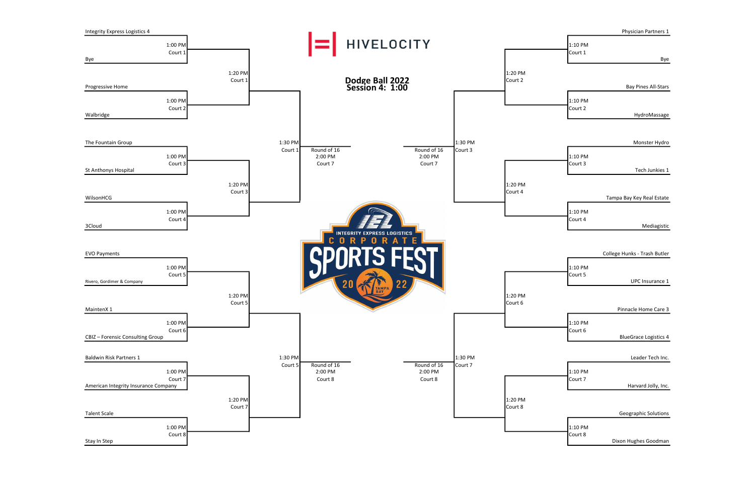# Dodge Ball 2022
## Session 4: 1:00

HIVELOCITY

INTEGRITY EXPRESS LOGISTICS CORPORATE SPORTS FEST 2022 TAMPA BAY

### Left Bracket

**First Round**

| Team 1 | Team 2 | Time | Court |
|---|---|---|---|
| Integrity Express Logistics 4 | Bye | 1:00 PM | Court 1 |
| Progressive Home | Walbridge | 1:00 PM | Court 2 |
| The Fountain Group | St Anthonys Hospital | 1:00 PM | Court 3 |
| WilsonHCG | 3Cloud | 1:00 PM | Court 4 |
| EVO Payments | Rivero, Gordimer & Company | 1:00 PM | Court 5 |
| MaintenX 1 | CBIZ – Forensic Consulting Group | 1:00 PM | Court 6 |
| Baldwin Risk Partners 1 | American Integrity Insurance Company | 1:00 PM | Court 7 |
| Talent Scale | Stay In Step | 1:00 PM | Court 8 |

**Second Round**

| Time | Court |
|---|---|
| 1:20 PM | Court 1 |
| 1:20 PM | Court 3 |
| 1:20 PM | Court 5 |
| 1:20 PM | Court 7 |

**Third Round**

| Time | Court |
|---|---|
| 1:30 PM | Court 1 |
| 1:30 PM | Court 5 |

**Round of 16**

| Time | Court |
|---|---|
| 2:00 PM | Court 7 |
| 2:00 PM | Court 8 |

### Right Bracket

**First Round**

| Team 1 | Team 2 | Time | Court |
|---|---|---|---|
| Physician Partners 1 | Bye | 1:10 PM | Court 1 |
| Bay Pines All-Stars | HydroMassage | 1:10 PM | Court 2 |
| Monster Hydro | Tech Junkies 1 | 1:10 PM | Court 3 |
| Tampa Bay Key Real Estate | Mediagistic | 1:10 PM | Court 4 |
| College Hunks - Trash Butler | UPC Insurance 1 | 1:10 PM | Court 5 |
| Pinnacle Home Care 3 | BlueGrace Logistics 4 | 1:10 PM | Court 6 |
| Leader Tech Inc. | Harvard Jolly, Inc. | 1:10 PM | Court 7 |
| Geographic Solutions | Dixon Hughes Goodman | 1:10 PM | Court 8 |

**Second Round**

| Time | Court |
|---|---|
| 1:20 PM | Court 2 |
| 1:20 PM | Court 4 |
| 1:20 PM | Court 6 |
| 1:20 PM | Court 8 |

**Third Round**

| Time | Court |
|---|---|
| 1:30 PM | Court 3 |
| 1:30 PM | Court 7 |

**Round of 16**

| Time | Court |
|---|---|
| 2:00 PM | Court 7 |
| 2:00 PM | Court 8 |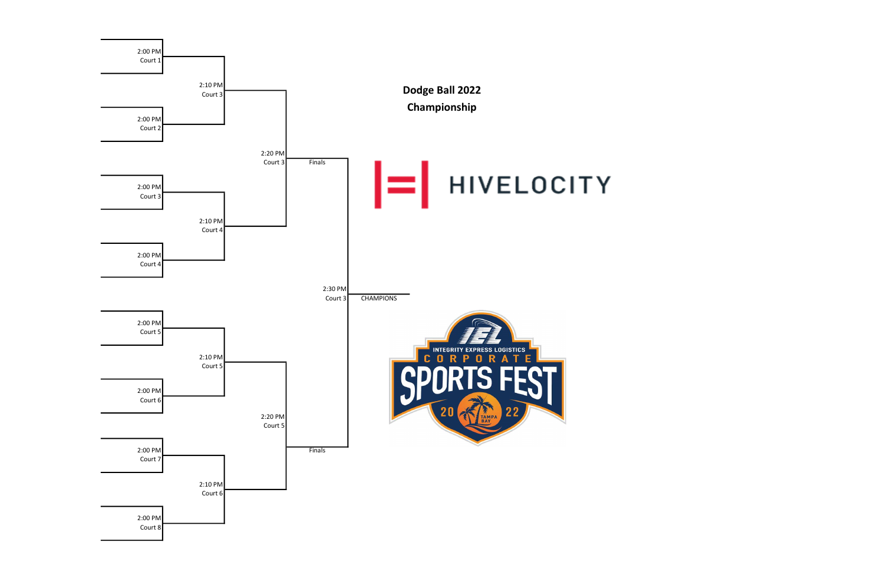**Dodge Ball 2022**

**Championship**

HIVELOCITY

INTEGRITY EXPRESS LOGISTICS CORPORATE SPORTS FEST 2022 TAMPA BAY

2:00 PM
Court 1

2:00 PM
Court 2

2:10 PM
Court 3

2:00 PM
Court 3

2:00 PM
Court 4

2:10 PM
Court 4

2:20 PM
Court 3

Finals

2:30 PM
Court 3

CHAMPIONS

2:00 PM
Court 5

2:00 PM
Court 6

2:10 PM
Court 5

2:00 PM
Court 7

2:00 PM
Court 8

2:10 PM
Court 6

2:20 PM
Court 5

Finals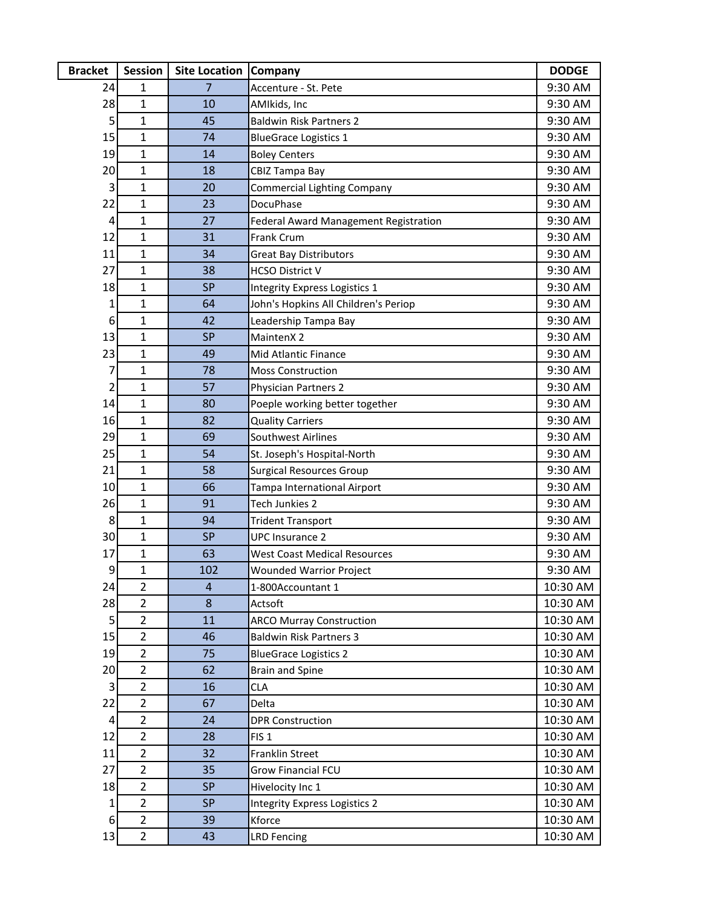| Bracket | Session | Site Location | Company | DODGE |
|---|---|---|---|---|
| 24 | 1 | 7 | Accenture - St. Pete | 9:30 AM |
| 28 | 1 | 10 | AMIkids, Inc | 9:30 AM |
| 5 | 1 | 45 | Baldwin Risk Partners 2 | 9:30 AM |
| 15 | 1 | 74 | BlueGrace Logistics 1 | 9:30 AM |
| 19 | 1 | 14 | Boley Centers | 9:30 AM |
| 20 | 1 | 18 | CBIZ Tampa Bay | 9:30 AM |
| 3 | 1 | 20 | Commercial Lighting Company | 9:30 AM |
| 22 | 1 | 23 | DocuPhase | 9:30 AM |
| 4 | 1 | 27 | Federal Award Management Registration | 9:30 AM |
| 12 | 1 | 31 | Frank Crum | 9:30 AM |
| 11 | 1 | 34 | Great Bay Distributors | 9:30 AM |
| 27 | 1 | 38 | HCSO District V | 9:30 AM |
| 18 | 1 | SP | Integrity Express Logistics 1 | 9:30 AM |
| 1 | 1 | 64 | John's Hopkins All Children's Periop | 9:30 AM |
| 6 | 1 | 42 | Leadership Tampa Bay | 9:30 AM |
| 13 | 1 | SP | MaintenX 2 | 9:30 AM |
| 23 | 1 | 49 | Mid Atlantic Finance | 9:30 AM |
| 7 | 1 | 78 | Moss Construction | 9:30 AM |
| 2 | 1 | 57 | Physician Partners 2 | 9:30 AM |
| 14 | 1 | 80 | Poeple working better together | 9:30 AM |
| 16 | 1 | 82 | Quality Carriers | 9:30 AM |
| 29 | 1 | 69 | Southwest Airlines | 9:30 AM |
| 25 | 1 | 54 | St. Joseph's Hospital-North | 9:30 AM |
| 21 | 1 | 58 | Surgical Resources Group | 9:30 AM |
| 10 | 1 | 66 | Tampa International Airport | 9:30 AM |
| 26 | 1 | 91 | Tech Junkies 2 | 9:30 AM |
| 8 | 1 | 94 | Trident Transport | 9:30 AM |
| 30 | 1 | SP | UPC Insurance 2 | 9:30 AM |
| 17 | 1 | 63 | West Coast Medical Resources | 9:30 AM |
| 9 | 1 | 102 | Wounded Warrior Project | 9:30 AM |
| 24 | 2 | 4 | 1-800Accountant 1 | 10:30 AM |
| 28 | 2 | 8 | Actsoft | 10:30 AM |
| 5 | 2 | 11 | ARCO Murray Construction | 10:30 AM |
| 15 | 2 | 46 | Baldwin Risk Partners 3 | 10:30 AM |
| 19 | 2 | 75 | BlueGrace Logistics 2 | 10:30 AM |
| 20 | 2 | 62 | Brain and Spine | 10:30 AM |
| 3 | 2 | 16 | CLA | 10:30 AM |
| 22 | 2 | 67 | Delta | 10:30 AM |
| 4 | 2 | 24 | DPR Construction | 10:30 AM |
| 12 | 2 | 28 | FIS 1 | 10:30 AM |
| 11 | 2 | 32 | Franklin Street | 10:30 AM |
| 27 | 2 | 35 | Grow Financial FCU | 10:30 AM |
| 18 | 2 | SP | Hivelocity Inc 1 | 10:30 AM |
| 1 | 2 | SP | Integrity Express Logistics 2 | 10:30 AM |
| 6 | 2 | 39 | Kforce | 10:30 AM |
| 13 | 2 | 43 | LRD Fencing | 10:30 AM |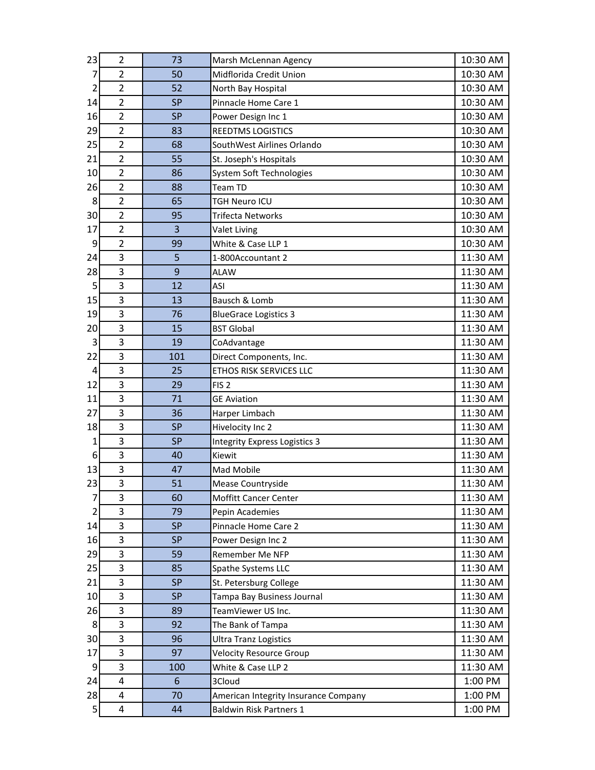| | | | | |
|---|---|---|---|---|
| 23 | 2 | 73 | Marsh McLennan Agency | 10:30 AM |
| 7 | 2 | 50 | Midflorida Credit Union | 10:30 AM |
| 2 | 2 | 52 | North Bay Hospital | 10:30 AM |
| 14 | 2 | SP | Pinnacle Home Care 1 | 10:30 AM |
| 16 | 2 | SP | Power Design Inc 1 | 10:30 AM |
| 29 | 2 | 83 | REEDTMS LOGISTICS | 10:30 AM |
| 25 | 2 | 68 | SouthWest Airlines Orlando | 10:30 AM |
| 21 | 2 | 55 | St. Joseph's Hospitals | 10:30 AM |
| 10 | 2 | 86 | System Soft Technologies | 10:30 AM |
| 26 | 2 | 88 | Team TD | 10:30 AM |
| 8 | 2 | 65 | TGH Neuro ICU | 10:30 AM |
| 30 | 2 | 95 | Trifecta Networks | 10:30 AM |
| 17 | 2 | 3 | Valet Living | 10:30 AM |
| 9 | 2 | 99 | White & Case LLP 1 | 10:30 AM |
| 24 | 3 | 5 | 1-800Accountant 2 | 11:30 AM |
| 28 | 3 | 9 | ALAW | 11:30 AM |
| 5 | 3 | 12 | ASI | 11:30 AM |
| 15 | 3 | 13 | Bausch & Lomb | 11:30 AM |
| 19 | 3 | 76 | BlueGrace Logistics 3 | 11:30 AM |
| 20 | 3 | 15 | BST Global | 11:30 AM |
| 3 | 3 | 19 | CoAdvantage | 11:30 AM |
| 22 | 3 | 101 | Direct Components, Inc. | 11:30 AM |
| 4 | 3 | 25 | ETHOS RISK SERVICES LLC | 11:30 AM |
| 12 | 3 | 29 | FIS 2 | 11:30 AM |
| 11 | 3 | 71 | GE Aviation | 11:30 AM |
| 27 | 3 | 36 | Harper Limbach | 11:30 AM |
| 18 | 3 | SP | Hivelocity Inc 2 | 11:30 AM |
| 1 | 3 | SP | Integrity Express Logistics 3 | 11:30 AM |
| 6 | 3 | 40 | Kiewit | 11:30 AM |
| 13 | 3 | 47 | Mad Mobile | 11:30 AM |
| 23 | 3 | 51 | Mease Countryside | 11:30 AM |
| 7 | 3 | 60 | Moffitt Cancer Center | 11:30 AM |
| 2 | 3 | 79 | Pepin Academies | 11:30 AM |
| 14 | 3 | SP | Pinnacle Home Care 2 | 11:30 AM |
| 16 | 3 | SP | Power Design Inc 2 | 11:30 AM |
| 29 | 3 | 59 | Remember Me NFP | 11:30 AM |
| 25 | 3 | 85 | Spathe Systems LLC | 11:30 AM |
| 21 | 3 | SP | St. Petersburg College | 11:30 AM |
| 10 | 3 | SP | Tampa Bay Business Journal | 11:30 AM |
| 26 | 3 | 89 | TeamViewer US Inc. | 11:30 AM |
| 8 | 3 | 92 | The Bank of Tampa | 11:30 AM |
| 30 | 3 | 96 | Ultra Tranz Logistics | 11:30 AM |
| 17 | 3 | 97 | Velocity Resource Group | 11:30 AM |
| 9 | 3 | 100 | White & Case LLP 2 | 11:30 AM |
| 24 | 4 | 6 | 3Cloud | 1:00 PM |
| 28 | 4 | 70 | American Integrity Insurance Company | 1:00 PM |
| 5 | 4 | 44 | Baldwin Risk Partners 1 | 1:00 PM |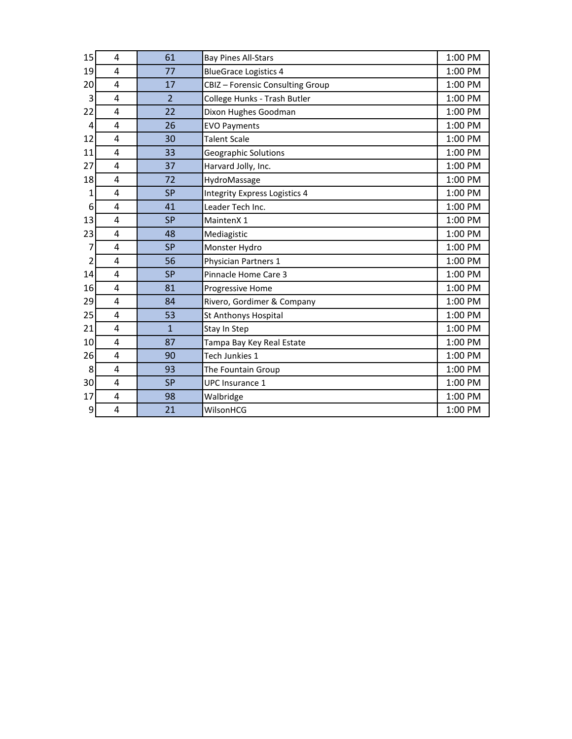| | | | | |
|---|---|---|---|---|
| 15 | 4 | 61 | Bay Pines All-Stars | 1:00 PM |
| 19 | 4 | 77 | BlueGrace Logistics 4 | 1:00 PM |
| 20 | 4 | 17 | CBIZ – Forensic Consulting Group | 1:00 PM |
| 3 | 4 | 2 | College Hunks - Trash Butler | 1:00 PM |
| 22 | 4 | 22 | Dixon Hughes Goodman | 1:00 PM |
| 4 | 4 | 26 | EVO Payments | 1:00 PM |
| 12 | 4 | 30 | Talent Scale | 1:00 PM |
| 11 | 4 | 33 | Geographic Solutions | 1:00 PM |
| 27 | 4 | 37 | Harvard Jolly, Inc. | 1:00 PM |
| 18 | 4 | 72 | HydroMassage | 1:00 PM |
| 1 | 4 | SP | Integrity Express Logistics 4 | 1:00 PM |
| 6 | 4 | 41 | Leader Tech Inc. | 1:00 PM |
| 13 | 4 | SP | MaintenX 1 | 1:00 PM |
| 23 | 4 | 48 | Mediagistic | 1:00 PM |
| 7 | 4 | SP | Monster Hydro | 1:00 PM |
| 2 | 4 | 56 | Physician Partners 1 | 1:00 PM |
| 14 | 4 | SP | Pinnacle Home Care 3 | 1:00 PM |
| 16 | 4 | 81 | Progressive Home | 1:00 PM |
| 29 | 4 | 84 | Rivero, Gordimer & Company | 1:00 PM |
| 25 | 4 | 53 | St Anthonys Hospital | 1:00 PM |
| 21 | 4 | 1 | Stay In Step | 1:00 PM |
| 10 | 4 | 87 | Tampa Bay Key Real Estate | 1:00 PM |
| 26 | 4 | 90 | Tech Junkies 1 | 1:00 PM |
| 8 | 4 | 93 | The Fountain Group | 1:00 PM |
| 30 | 4 | SP | UPC Insurance 1 | 1:00 PM |
| 17 | 4 | 98 | Walbridge | 1:00 PM |
| 9 | 4 | 21 | WilsonHCG | 1:00 PM |